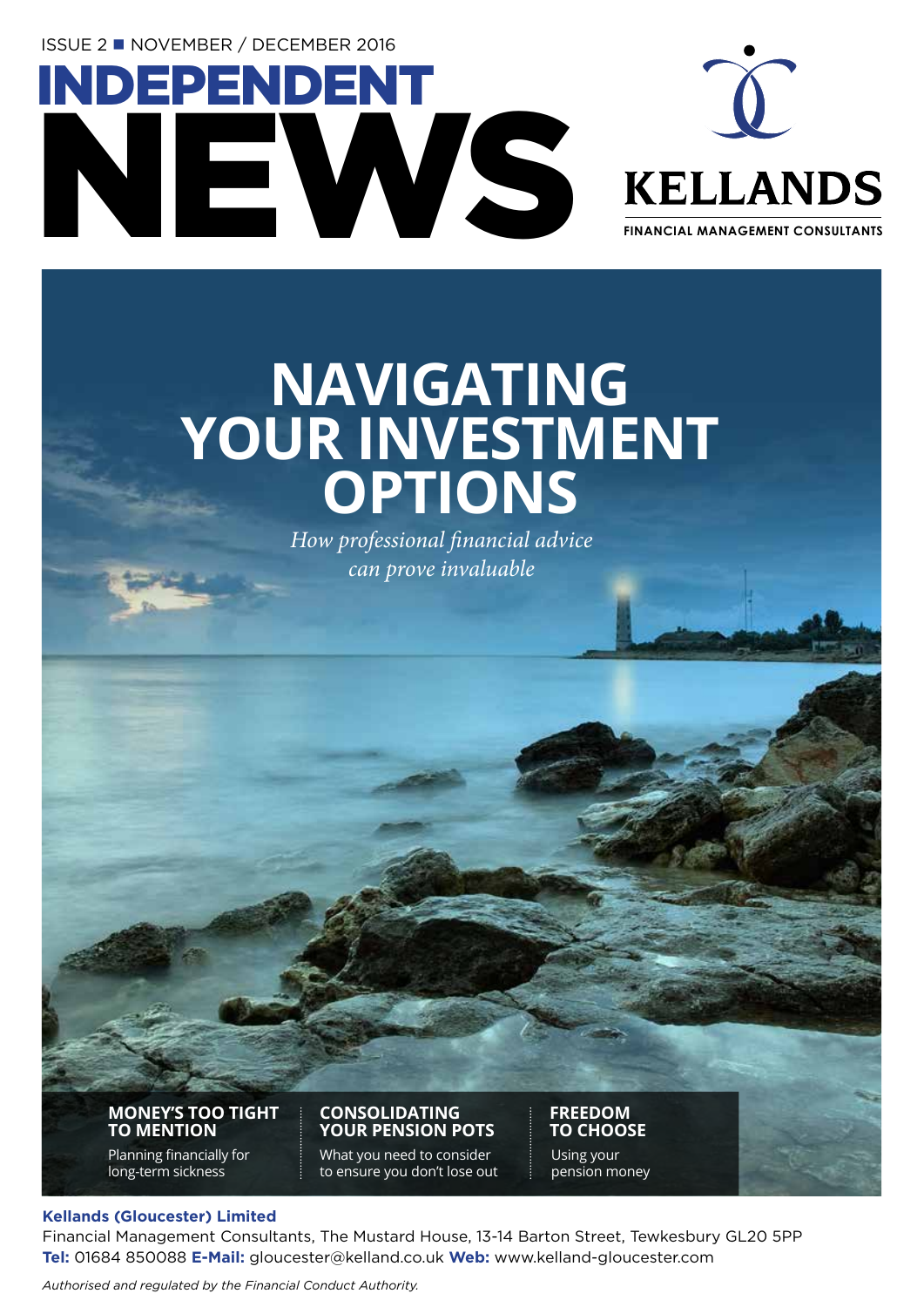ISSUE 2 ■ NOVEMBER / DECEMBER 2016

# INDEPENDENT NEWS

**KELLANDS**

FINANCIAL MANAGEMENT CONSULTANTS

# NAVIGATING YOUR INVESTMENT OPTIONS

*How professional financial advice can prove invaluable*

**MONEY'S TOO TIGHT TO MENTION**

Planning financially for long-term sickness

**CONSOLIDATING YOUR PENSION POTS**

What you need to consider to ensure you don't lose out

**FREEDOM TO CHOOSE**

Using your pension money

**Kellands (Gloucester) Limited**

Financial Management Consultants, The Mustard House, 13-14 Barton Street, Tewkesbury GL20 5PP

**Tel:** 01684 850088 **E-Mail:** gloucester@kelland.co.uk **Web:** www.kelland-gloucester.com

*Authorised and regulated by the Financial Conduct Authority.*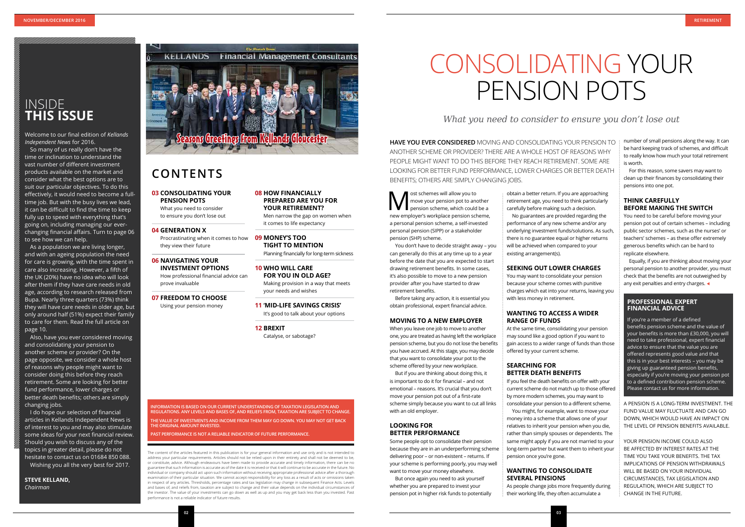# INSIDE **THIS ISSUE**

Welcome to our final edition of *Kellands Independent News* for 2016.

So many of us really don't have the time or inclination to understand the vast number of different investment products available on the market and consider what the best options are to suit our particular objectives. To do this effectively, it would need to become a full-time job. But with the busy lives we lead, it can be difficult to find the time to keep fully up to speed with everything that's going on, including managing our ever-changing financial affairs. Turn to page 06 to see how we can help.

As a population we are living longer, and with an ageing population the need for care is growing, with the time spent in care also increasing. However, a fifth of the UK (20%) have no idea who will look after them if they have care needs in old age, according to research released from Bupa. Nearly three quarters (73%) think they will have care needs in older age, but only around half (51%) expect their family to care for them. Read the full article on page 10.

Also, have you ever considered moving and consolidating your pension to another scheme or provider? On the page opposite, we consider a whole host of reasons why people might want to consider doing this before they reach retirement. Some are looking for better fund performance, lower charges or better death benefits; others are simply changing jobs.

I do hope our selection of financial articles in Kellands Independent News is of interest to you and may also stimulate some ideas for your next financial review. Should you wish to discuss any of the topics in greater detail, please do not hesitate to contact us on 01684 850 088.

Wishing you all the very best for 2017.

**STEVE KELLAND,**
*Chairman*

Seasons Greetings from Kellands Gloucester

## CONTENTS

**03 CONSOLIDATING YOUR PENSION POTS**
What you need to consider to ensure you don't lose out

**04 GENERATION X**
Procrastinating when it comes to how they view their future

**06 NAVIGATING YOUR INVESTMENT OPTIONS**
How professional financial advice can prove invaluable

**07 FREEDOM TO CHOOSE**
Using your pension money

**08 HOW FINANCIALLY PREPARED ARE YOU FOR YOUR RETIREMENT?**
Men narrow the gap on women when it comes to life expectancy

**09 MONEY'S TOO TIGHT TO MENTION**
Planning financially for long-term sickness

**10 WHO WILL CARE FOR YOU IN OLD AGE?**
Making provision in a way that meets your needs and wishes

**11 'MID-LIFE SAVINGS CRISIS'**
It's good to talk about your options

**12 BREXIT**
Catalyse, or sabotage?

INFORMATION IS BASED ON OUR CURRENT UNDERSTANDING OF TAXATION LEGISLATION AND REGULATIONS. ANY LEVELS AND BASES OF, AND RELIEFS FROM, TAXATION ARE SUBJECT TO CHANGE.

THE VALUE OF INVESTMENTS AND INCOME FROM THEM MAY GO DOWN. YOU MAY NOT GET BACK THE ORIGINAL AMOUNT INVESTED.

PAST PERFORMANCE IS NOT A RELIABLE INDICATOR OF FUTURE PERFORMANCE.

The content of the articles featured in this publication is for your general information and use only and is not intended to address your particular requirements. Articles should not be relied upon in their entirety and shall not be deemed to be, or constitute, advice. Although endeavours have been made to provide accurate and timely information, there can be no guarantee that such information is accurate as of the date it is received or that it will continue to be accurate in the future. No individual or company should act upon such information without receiving appropriate professional advice after a thorough examination of their particular situation. We cannot accept responsibility for any loss as a result of acts or omissions taken in respect of any articles. Thresholds, percentage rates and tax legislation may change in subsequent Finance Acts. Levels and bases of, and reliefs from, taxation are subject to change and their value depends on the individual circumstances of the investor. The value of your investments can go down as well as up and you may get back less than you invested. Past performance is not a reliable indicator of future results.

# CONSOLIDATING YOUR PENSION POTS

*What you need to consider to ensure you don't lose out*

**HAVE YOU EVER CONSIDERED** MOVING AND CONSOLIDATING YOUR PENSION TO ANOTHER SCHEME OR PROVIDER? THERE ARE A WHOLE HOST OF REASONS WHY PEOPLE MIGHT WANT TO DO THIS BEFORE THEY REACH RETIREMENT. SOME ARE LOOKING FOR BETTER FUND PERFORMANCE, LOWER CHARGES OR BETTER DEATH BENEFITS; OTHERS ARE SIMPLY CHANGING JOBS.

Most schemes will allow you to move your pension pot to another pension scheme, which could be a new employer's workplace pension scheme, a personal pension scheme, a self-invested personal pension (SIPP) or a stakeholder pension (SHP) scheme.

You don't have to decide straight away – you can generally do this at any time up to a year before the date that you are expected to start drawing retirement benefits. In some cases, it's also possible to move to a new pension provider after you have started to draw retirement benefits.

Before taking any action, it is essential you obtain professional, expert financial advice.

### MOVING TO A NEW EMPLOYER

When you leave one job to move to another one, you are treated as having left the workplace pension scheme, but you do not lose the benefits you have accrued. At this stage, you may decide that you want to consolidate your pot to the scheme offered by your new workplace.

But if you are thinking about doing this, it is important to do it for financial – and not emotional – reasons. It's crucial that you don't move your pension pot out of a first-rate scheme simply because you want to cut all links with an old employer.

### LOOKING FOR BETTER PERFORMANCE

Some people opt to consolidate their pension because they are in an underperforming scheme delivering poor – or non-existent – returns. If your scheme is performing poorly, you may well want to move your money elsewhere.

But once again you need to ask yourself whether you are prepared to invest your pension pot in higher risk funds to potentially obtain a better return. If you are approaching retirement age, you need to think particularly carefully before making such a decision.

No guarantees are provided regarding the performance of any new scheme and/or any underlying investment funds/solutions. As such, there is no guarantee that equal or higher returns will be achieved when compared to your existing arrangement(s).

### SEEKING OUT LOWER CHARGES

You may want to consolidate your pension because your scheme comes with punitive charges which eat into your returns, leaving you with less money in retirement.

### WANTING TO ACCESS A WIDER RANGE OF FUNDS

At the same time, consolidating your pension may sound like a good option if you want to gain access to a wider range of funds than those offered by your current scheme.

### SEARCHING FOR BETTER DEATH BENEFITS

If you feel the death benefits on offer with your current scheme do not match up to those offered by more modern schemes, you may want to consolidate your pension to a different scheme.

You might, for example, want to move your money into a scheme that allows one of your relatives to inherit your pension when you die, rather than simply spouses or dependents. The same might apply if you are not married to your long-term partner but want them to inherit your pension once you're gone.

### WANTING TO CONSOLIDATE SEVERAL PENSIONS

As people change jobs more frequently during their working life, they often accumulate a number of small pensions along the way. It can be hard keeping track of schemes, and difficult to really know how much your total retirement is worth.

For this reason, some savers may want to clean up their finances by consolidating their pensions into one pot.

### THINK CAREFULLY BEFORE MAKING THE SWITCH

You need to be careful before moving your pension pot out of certain schemes – including public sector schemes, such as the nurses' or teachers' schemes – as these offer extremely generous benefits which can be hard to replicate elsewhere.

Equally, if you are thinking about moving your personal pension to another provider, you must check that the benefits are not outweighed by any exit penalties and entry charges.

### PROFESSIONAL EXPERT FINANCIAL ADVICE

If you're a member of a defined benefits pension scheme and the value of your benefits is more than £30,000, you will need to take professional, expert financial advice to ensure that the value you are offered represents good value and that this is in your best interests – you may be giving up guaranteed pension benefits, especially if you're moving your pension pot to a defined contribution pension scheme. Please contact us for more information.

A PENSION IS A LONG-TERM INVESTMENT. THE FUND VALUE MAY FLUCTUATE AND CAN GO DOWN, WHICH WOULD HAVE AN IMPACT ON THE LEVEL OF PENSION BENEFITS AVAILABLE.

YOUR PENSION INCOME COULD ALSO BE AFFECTED BY INTEREST RATES AT THE TIME YOU TAKE YOUR BENEFITS. THE TAX IMPLICATIONS OF PENSION WITHDRAWALS WILL BE BASED ON YOUR INDIVIDUAL CIRCUMSTANCES, TAX LEGISLATION AND REGULATION, WHICH ARE SUBJECT TO CHANGE IN THE FUTURE.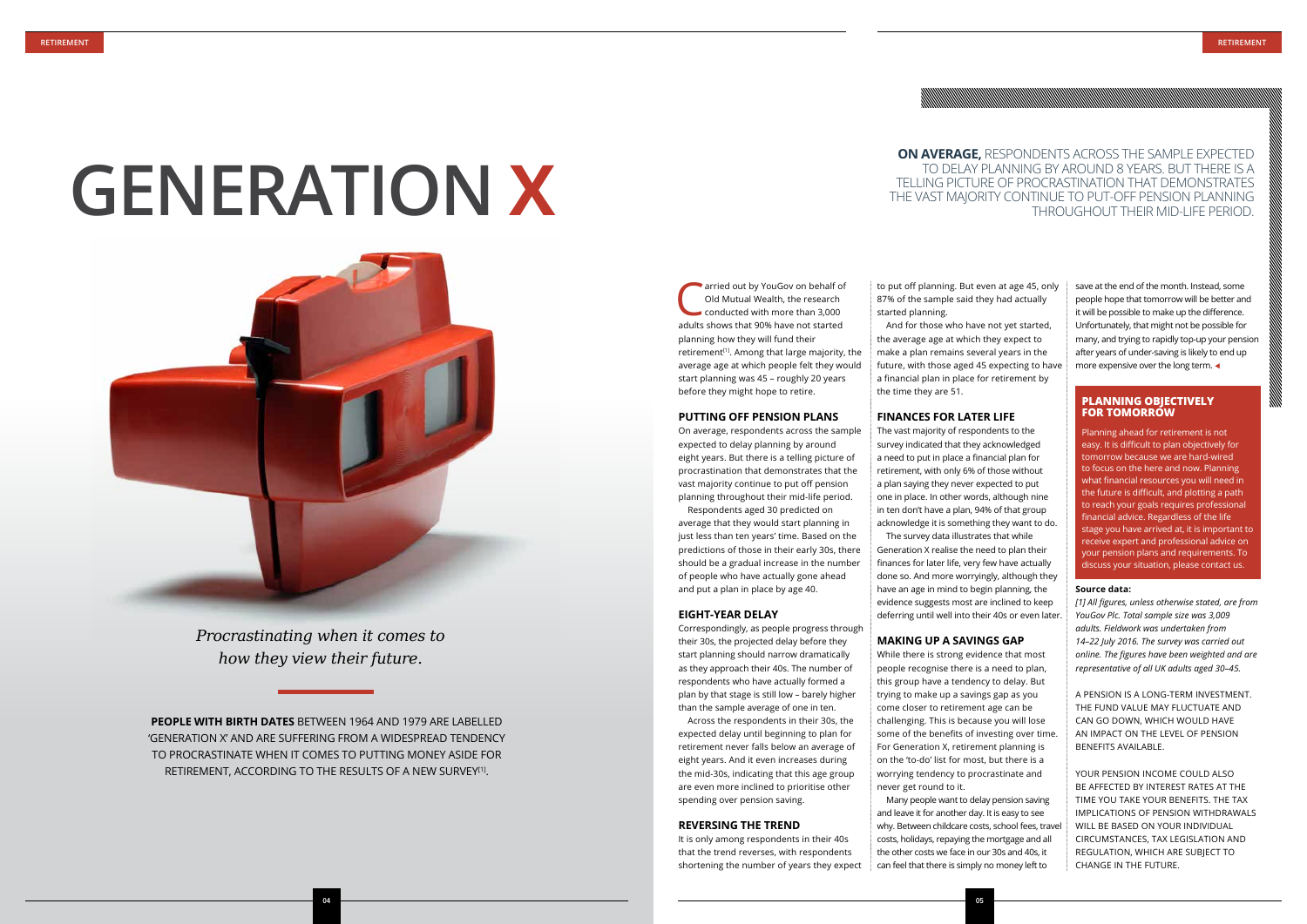# GENERATION X

*Procrastinating when it comes to how they view their future.*

**PEOPLE WITH BIRTH DATES** BETWEEN 1964 AND 1979 ARE LABELLED 'GENERATION X' AND ARE SUFFERING FROM A WIDESPREAD TENDENCY TO PROCRASTINATE WHEN IT COMES TO PUTTING MONEY ASIDE FOR RETIREMENT, ACCORDING TO THE RESULTS OF A NEW SURVEY[1].

**ON AVERAGE,** RESPONDENTS ACROSS THE SAMPLE EXPECTED TO DELAY PLANNING BY AROUND 8 YEARS. BUT THERE IS A TELLING PICTURE OF PROCRASTINATION THAT DEMONSTRATES THE VAST MAJORITY CONTINUE TO PUT-OFF PENSION PLANNING THROUGHOUT THEIR MID-LIFE PERIOD.

Carried out by YouGov on behalf of Old Mutual Wealth, the research conducted with more than 3,000 adults shows that 90% have not started planning how they will fund their retirement[1]. Among that large majority, the average age at which people felt they would start planning was 45 – roughly 20 years before they might hope to retire.

### PUTTING OFF PENSION PLANS

On average, respondents across the sample expected to delay planning by around eight years. But there is a telling picture of procrastination that demonstrates that the vast majority continue to put off pension planning throughout their mid-life period.

Respondents aged 30 predicted on average that they would start planning in just less than ten years' time. Based on the predictions of those in their early 30s, there should be a gradual increase in the number of people who have actually gone ahead and put a plan in place by age 40.

### EIGHT-YEAR DELAY

Correspondingly, as people progress through their 30s, the projected delay before they start planning should narrow dramatically as they approach their 40s. The number of respondents who have actually formed a plan by that stage is still low – barely higher than the sample average of one in ten.

Across the respondents in their 30s, the expected delay until beginning to plan for retirement never falls below an average of eight years. And it even increases during the mid-30s, indicating that this age group are even more inclined to prioritise other spending over pension saving.

### REVERSING THE TREND

It is only among respondents in their 40s that the trend reverses, with respondents shortening the number of years they expect to put off planning. But even at age 45, only 87% of the sample said they had actually started planning.

And for those who have not yet started, the average age at which they expect to make a plan remains several years in the future, with those aged 45 expecting to have a financial plan in place for retirement by the time they are 51.

### FINANCES FOR LATER LIFE

The vast majority of respondents to the survey indicated that they acknowledged a need to put in place a financial plan for retirement, with only 6% of those without a plan saying they never expected to put one in place. In other words, although nine in ten don't have a plan, 94% of that group acknowledge it is something they want to do.

The survey data illustrates that while Generation X realise the need to plan their finances for later life, very few have actually done so. And more worryingly, although they have an age in mind to begin planning, the evidence suggests most are inclined to keep deferring until well into their 40s or even later.

### MAKING UP A SAVINGS GAP

While there is strong evidence that most people recognise there is a need to plan, this group have a tendency to delay. But trying to make up a savings gap as you come closer to retirement age can be challenging. This is because you will lose some of the benefits of investing over time. For Generation X, retirement planning is on the 'to-do' list for most, but there is a worrying tendency to procrastinate and never get round to it.

Many people want to delay pension saving and leave it for another day. It is easy to see why. Between childcare costs, school fees, travel costs, holidays, repaying the mortgage and all the other costs we face in our 30s and 40s, it can feel that there is simply no money left to save at the end of the month. Instead, some people hope that tomorrow will be better and it will be possible to make up the difference. Unfortunately, that might not be possible for many, and trying to rapidly top-up your pension after years of under-saving is likely to end up more expensive over the long term. ◄

### PLANNING OBJECTIVELY FOR TOMORROW

Planning ahead for retirement is not easy. It is difficult to plan objectively for tomorrow because we are hard-wired to focus on the here and now. Planning what financial resources you will need in the future is difficult, and plotting a path to reach your goals requires professional financial advice. Regardless of the life stage you have arrived at, it is important to receive expert and professional advice on your pension plans and requirements. To discuss your situation, please contact us.

**Source data:**

*[1] All figures, unless otherwise stated, are from YouGov Plc. Total sample size was 3,009 adults. Fieldwork was undertaken from 14–22 July 2016. The survey was carried out online. The figures have been weighted and are representative of all UK adults aged 30–45.*

A PENSION IS A LONG-TERM INVESTMENT. THE FUND VALUE MAY FLUCTUATE AND CAN GO DOWN, WHICH WOULD HAVE AN IMPACT ON THE LEVEL OF PENSION BENEFITS AVAILABLE.

YOUR PENSION INCOME COULD ALSO BE AFFECTED BY INTEREST RATES AT THE TIME YOU TAKE YOUR BENEFITS. THE TAX IMPLICATIONS OF PENSION WITHDRAWALS WILL BE BASED ON YOUR INDIVIDUAL CIRCUMSTANCES, TAX LEGISLATION AND REGULATION, WHICH ARE SUBJECT TO CHANGE IN THE FUTURE.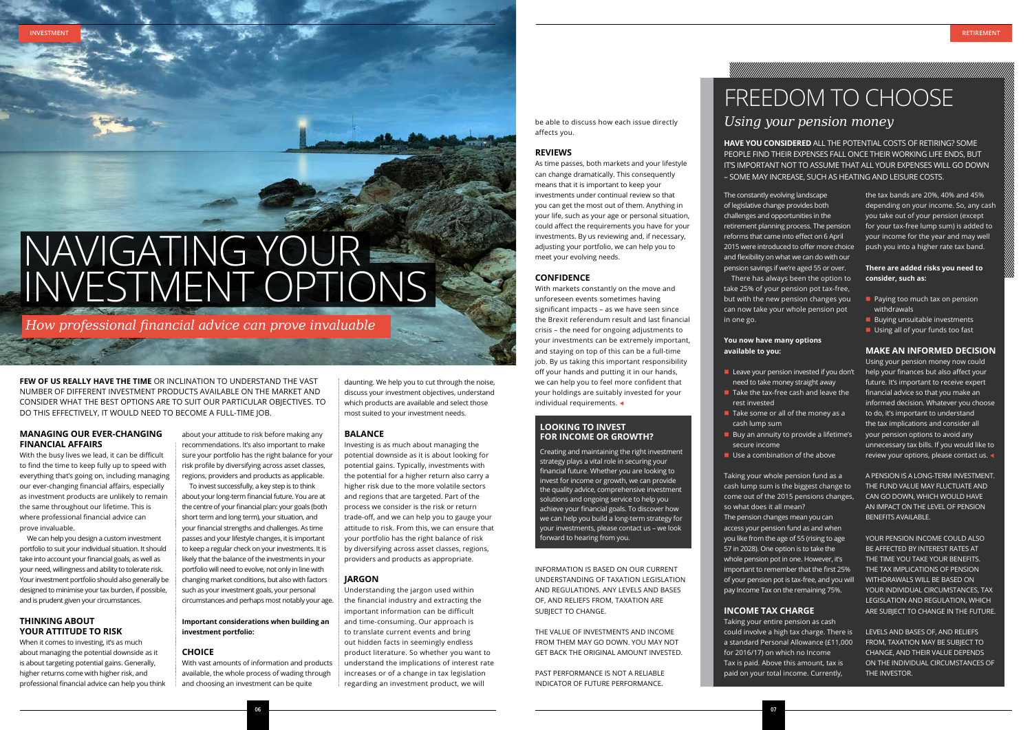# NAVIGATING YOUR INVESTMENT OPTIONS

*How professional financial advice can prove invaluable*

**FEW OF US REALLY HAVE THE TIME** OR INCLINATION TO UNDERSTAND THE VAST NUMBER OF DIFFERENT INVESTMENT PRODUCTS AVAILABLE ON THE MARKET AND CONSIDER WHAT THE BEST OPTIONS ARE TO SUIT OUR PARTICULAR OBJECTIVES. TO DO THIS EFFECTIVELY, IT WOULD NEED TO BECOME A FULL-TIME JOB.

## MANAGING OUR EVER-CHANGING FINANCIAL AFFAIRS

With the busy lives we lead, it can be difficult to find the time to keep fully up to speed with everything that's going on, including managing our ever-changing financial affairs, especially as investment products are unlikely to remain the same throughout our lifetime. This is where professional financial advice can prove invaluable.

We can help you design a custom investment portfolio to suit your individual situation. It should take into account your financial goals, as well as your need, willingness and ability to tolerate risk. Your investment portfolio should also generally be designed to minimise your tax burden, if possible, and is prudent given your circumstances.

## THINKING ABOUT YOUR ATTITUDE TO RISK

When it comes to investing, it's as much about managing the potential downside as it is about targeting potential gains. Generally, higher returns come with higher risk, and professional financial advice can help you think about your attitude to risk before making any recommendations. It's also important to make sure your portfolio has the right balance for your risk profile by diversifying across asset classes, regions, providers and products as applicable.

To invest successfully, a key step is to think about your long-term financial future. You are at the centre of your financial plan: your goals (both short term and long term), your situation, and your financial strengths and challenges. As time passes and your lifestyle changes, it is important to keep a regular check on your investments. It is likely that the balance of the investments in your portfolio will need to evolve, not only in line with changing market conditions, but also with factors such as your investment goals, your personal circumstances and perhaps most notably your age.

**Important considerations when building an investment portfolio:**

## CHOICE

With vast amounts of information and products available, the whole process of wading through and choosing an investment can be quite daunting. We help you to cut through the noise, discuss your investment objectives, understand which products are available and select those most suited to your investment needs.

## BALANCE

Investing is as much about managing the potential downside as it is about looking for potential gains. Typically, investments with the potential for a higher return also carry a higher risk due to the more volatile sectors and regions that are targeted. Part of the process we consider is the risk or return trade-off, and we can help you to gauge your attitude to risk. From this, we can ensure that your portfolio has the right balance of risk by diversifying across asset classes, regions, providers and products as appropriate.

## JARGON

Understanding the jargon used within the financial industry and extracting the important information can be difficult and time-consuming. Our approach is to translate current events and bring out hidden facts in seemingly endless product literature. So whether you want to understand the implications of interest rate increases or of a change in tax legislation regarding an investment product, we will be able to discuss how each issue directly affects you.

## REVIEWS

As time passes, both markets and your lifestyle can change dramatically. This consequently means that it is important to keep your investments under continual review so that you can get the most out of them. Anything in your life, such as your age or personal situation, could affect the requirements you have for your investments. By us reviewing and, if necessary, adjusting your portfolio, we can help you to meet your evolving needs.

## CONFIDENCE

With markets constantly on the move and unforeseen events sometimes having significant impacts – as we have seen since the Brexit referendum result and last financial crisis – the need for ongoing adjustments to your investments can be extremely important, and staying on top of this can be a full-time job. By us taking this important responsibility off your hands and putting it in our hands, we can help you to feel more confident that your holdings are suitably invested for your individual requirements.

### LOOKING TO INVEST FOR INCOME OR GROWTH?

Creating and maintaining the right investment strategy plays a vital role in securing your financial future. Whether you are looking to invest for income or growth, we can provide the quality advice, comprehensive investment solutions and ongoing service to help you achieve your financial goals. To discover how we can help you build a long-term strategy for your investments, please contact us – we look forward to hearing from you.

INFORMATION IS BASED ON OUR CURRENT UNDERSTANDING OF TAXATION LEGISLATION AND REGULATIONS. ANY LEVELS AND BASES OF, AND RELIEFS FROM, TAXATION ARE SUBJECT TO CHANGE.

THE VALUE OF INVESTMENTS AND INCOME FROM THEM MAY GO DOWN. YOU MAY NOT GET BACK THE ORIGINAL AMOUNT INVESTED.

PAST PERFORMANCE IS NOT A RELIABLE INDICATOR OF FUTURE PERFORMANCE.

# FREEDOM TO CHOOSE

*Using your pension money*

**HAVE YOU CONSIDERED** ALL THE POTENTIAL COSTS OF RETIRING? SOME PEOPLE FIND THEIR EXPENSES FALL ONCE THEIR WORKING LIFE ENDS, BUT IT'S IMPORTANT NOT TO ASSUME THAT ALL YOUR EXPENSES WILL GO DOWN – SOME MAY INCREASE, SUCH AS HEATING AND LEISURE COSTS.

The constantly evolving landscape of legislative change provides both challenges and opportunities in the retirement planning process. The pension reforms that came into effect on 6 April 2015 were introduced to offer more choice and flexibility on what we can do with our pension savings if we're aged 55 or over.

There has always been the option to take 25% of your pension pot tax-free, but with the new pension changes you can now take your whole pension pot in one go.

**You now have many options available to you:**

- Leave your pension invested if you don't need to take money straight away
- Take the tax-free cash and leave the rest invested
- Take some or all of the money as a cash lump sum
- Buy an annuity to provide a lifetime's secure income
- Use a combination of the above

Taking your whole pension fund as a cash lump sum is the biggest change to come out of the 2015 pensions changes, so what does it all mean?

The pension changes mean you can access your pension fund as and when you like from the age of 55 (rising to age 57 in 2028). One option is to take the whole pension pot in one. However, it's important to remember that the first 25% of your pension pot is tax-free, and you will pay Income Tax on the remaining 75%.

## INCOME TAX CHARGE

Taking your entire pension as cash could involve a high tax charge. There is a standard Personal Allowance (£11,000 for 2016/17) on which no Income Tax is paid. Above this amount, tax is paid on your total income. Currently, the tax bands are 20%, 40% and 45% depending on your income. So, any cash you take out of your pension (except for your tax-free lump sum) is added to your income for the year and may well push you into a higher rate tax band.

**There are added risks you need to consider, such as:**

- Paying too much tax on pension withdrawals
- Buying unsuitable investments
- Using all of your funds too fast

## MAKE AN INFORMED DECISION

Using your pension money now could help your finances but also affect your future. It's important to receive expert financial advice so that you make an informed decision. Whatever you choose to do, it's important to understand the tax implications and consider all your pension options to avoid any unnecessary tax bills. If you would like to review your options, please contact us.

A PENSION IS A LONG-TERM INVESTMENT. THE FUND VALUE MAY FLUCTUATE AND CAN GO DOWN, WHICH WOULD HAVE AN IMPACT ON THE LEVEL OF PENSION BENEFITS AVAILABLE.

YOUR PENSION INCOME COULD ALSO BE AFFECTED BY INTEREST RATES AT THE TIME YOU TAKE YOUR BENEFITS. THE TAX IMPLICATIONS OF PENSION WITHDRAWALS WILL BE BASED ON YOUR INDIVIDUAL CIRCUMSTANCES, TAX LEGISLATION AND REGULATION, WHICH ARE SUBJECT TO CHANGE IN THE FUTURE.

LEVELS AND BASES OF, AND RELIEFS FROM, TAXATION MAY BE SUBJECT TO CHANGE, AND THEIR VALUE DEPENDS ON THE INDIVIDUAL CIRCUMSTANCES OF THE INVESTOR.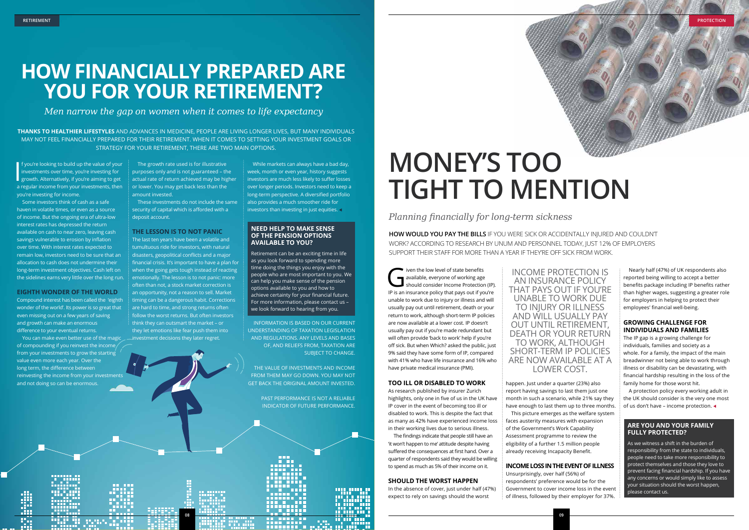# HOW FINANCIALLY PREPARED ARE YOU FOR YOUR RETIREMENT?

*Men narrow the gap on women when it comes to life expectancy*

**THANKS TO HEALTHIER LIFESTYLES** AND ADVANCES IN MEDICINE, PEOPLE ARE LIVING LONGER LIVES, BUT MANY INDIVIDUALS MAY NOT FEEL FINANCIALLY PREPARED FOR THEIR RETIREMENT. WHEN IT COMES TO SETTING YOUR INVESTMENT GOALS OR STRATEGY FOR YOUR RETIREMENT, THERE ARE TWO MAIN OPTIONS.

If you're looking to build up the value of your investments over time, you're investing for growth. Alternatively, if you're aiming to get a regular income from your investments, then you're investing for income.

Some investors think of cash as a safe haven in volatile times, or even as a source of income. But the ongoing era of ultra-low interest rates has depressed the return available on cash to near zero, leaving cash savings vulnerable to erosion by inflation over time. With interest rates expected to remain low, investors need to be sure that an allocation to cash does not undermine their long-term investment objectives. Cash left on the sidelines earns very little over the long run.

### EIGHTH WONDER OF THE WORLD

Compound interest has been called the 'eighth wonder of the world'. Its power is so great that even missing out on a few years of saving and growth can make an enormous difference to your eventual returns.

You can make even better use of the magic of compounding if you reinvest the income from your investments to grow the starting value even more each year. Over the long term, the difference between reinvesting the income from your investments and not doing so can be enormous.

The growth rate used is for illustrative purposes only and is not guaranteed – the actual rate of return achieved may be higher or lower. You may get back less than the amount invested.

These investments do not include the same security of capital which is afforded with a deposit account.

### THE LESSON IS TO NOT PANIC

The last ten years have been a volatile and tumultuous ride for investors, with natural disasters, geopolitical conflicts and a major financial crisis. It's important to have a plan for when the going gets tough instead of reacting emotionally. The lesson is to not panic: more often than not, a stock market correction is an opportunity, not a reason to sell. Market timing can be a dangerous habit. Corrections are hard to time, and strong returns often follow the worst returns. But often investors think they can outsmart the market – or they let emotions like fear push them into investment decisions they later regret.

While markets can always have a bad day, week, month or even year, history suggests investors are much less likely to suffer losses over longer periods. Investors need to keep a long-term perspective. A diversified portfolio also provides a much smoother ride for investors than investing in just equities.

### NEED HELP TO MAKE SENSE OF THE PENSION OPTIONS AVAILABLE TO YOU?

Retirement can be an exciting time in life as you look forward to spending more time doing the things you enjoy with the people who are most important to you. We can help you make sense of the pension options available to you and how to achieve certainty for your financial future. For more information, please contact us – we look forward to hearing from you.

INFORMATION IS BASED ON OUR CURRENT UNDERSTANDING OF TAXATION LEGISLATION AND REGULATIONS. ANY LEVELS AND BASES OF, AND RELIEFS FROM, TAXATION ARE SUBJECT TO CHANGE.

THE VALUE OF INVESTMENTS AND INCOME FROM THEM MAY GO DOWN. YOU MAY NOT GET BACK THE ORIGINAL AMOUNT INVESTED.

PAST PERFORMANCE IS NOT A RELIABLE INDICATOR OF FUTURE PERFORMANCE.

# MONEY'S TOO TIGHT TO MENTION

*Planning financially for long-term sickness*

**HOW WOULD YOU PAY THE BILLS** IF YOU WERE SICK OR ACCIDENTALLY INJURED AND COULDN'T WORK? ACCORDING TO RESEARCH BY UNUM AND PERSONNEL TODAY, JUST 12% OF EMPLOYERS SUPPORT THEIR STAFF FOR MORE THAN A YEAR IF THEY'RE OFF SICK FROM WORK.

Given the low level of state benefits available, everyone of working age should consider Income Protection (IP). IP is an insurance policy that pays out if you're unable to work due to injury or illness and will usually pay out until retirement, death or your return to work, although short-term IP policies are now available at a lower cost. IP doesn't usually pay out if you're made redundant but will often provide 'back to work' help if you're off sick. But when Which? asked the public, just 9% said they have some form of IP, compared with 41% who have life insurance and 16% who have private medical insurance (PMI).

> INCOME PROTECTION IS AN INSURANCE POLICY THAT PAYS OUT IF YOU'RE UNABLE TO WORK DUE TO INJURY OR ILLNESS AND WILL USUALLY PAY OUT UNTIL RETIREMENT, DEATH OR YOUR RETURN TO WORK, ALTHOUGH SHORT-TERM IP POLICIES ARE NOW AVAILABLE AT A LOWER COST.

### TOO ILL OR DISABLED TO WORK

As research published by insurer Zurich highlights, only one in five of us in the UK have IP cover in the event of becoming too ill or disabled to work. This is despite the fact that as many as 42% have experienced income loss in their working lives due to serious illness.

The findings indicate that people still have an 'it won't happen to me' attitude despite having suffered the consequences at first hand. Over a quarter of respondents said they would be willing to spend as much as 5% of their income on it.

### SHOULD THE WORST HAPPEN

In the absence of cover, just under half (47%) expect to rely on savings should the worst happen. Just under a quarter (23%) also report having savings to last them just one month in such a scenario, while 21% say they have enough to last them up to three months.

This picture emerges as the welfare system faces austerity measures with expansion of the Government's Work Capability Assessment programme to review the eligibility of a further 1.5 million people already receiving Incapacity Benefit.

### INCOME LOSS IN THE EVENT OF ILLNESS

Unsurprisingly, over half (56%) of respondents' preference would be for the Government to cover income loss in the event of illness, followed by their employer for 37%.

Nearly half (47%) of UK respondents also reported being willing to accept a better benefits package including IP benefits rather than higher wages, suggesting a greater role for employers in helping to protect their employees' financial well-being.

### GROWING CHALLENGE FOR INDIVIDUALS AND FAMILIES

The IP gap is a growing challenge for individuals, families and society as a whole. For a family, the impact of the main breadwinner not being able to work through illness or disability can be devastating, with financial hardship resulting in the loss of the family home for those worst hit.

A protection policy every working adult in the UK should consider is the very one most of us don't have – income protection.

### ARE YOU AND YOUR FAMILY FULLY PROTECTED?

As we witness a shift in the burden of responsibility from the state to individuals, people need to take more responsibility to protect themselves and those they love to prevent facing financial hardship. If you have any concerns or would simply like to assess your situation should the worst happen, please contact us.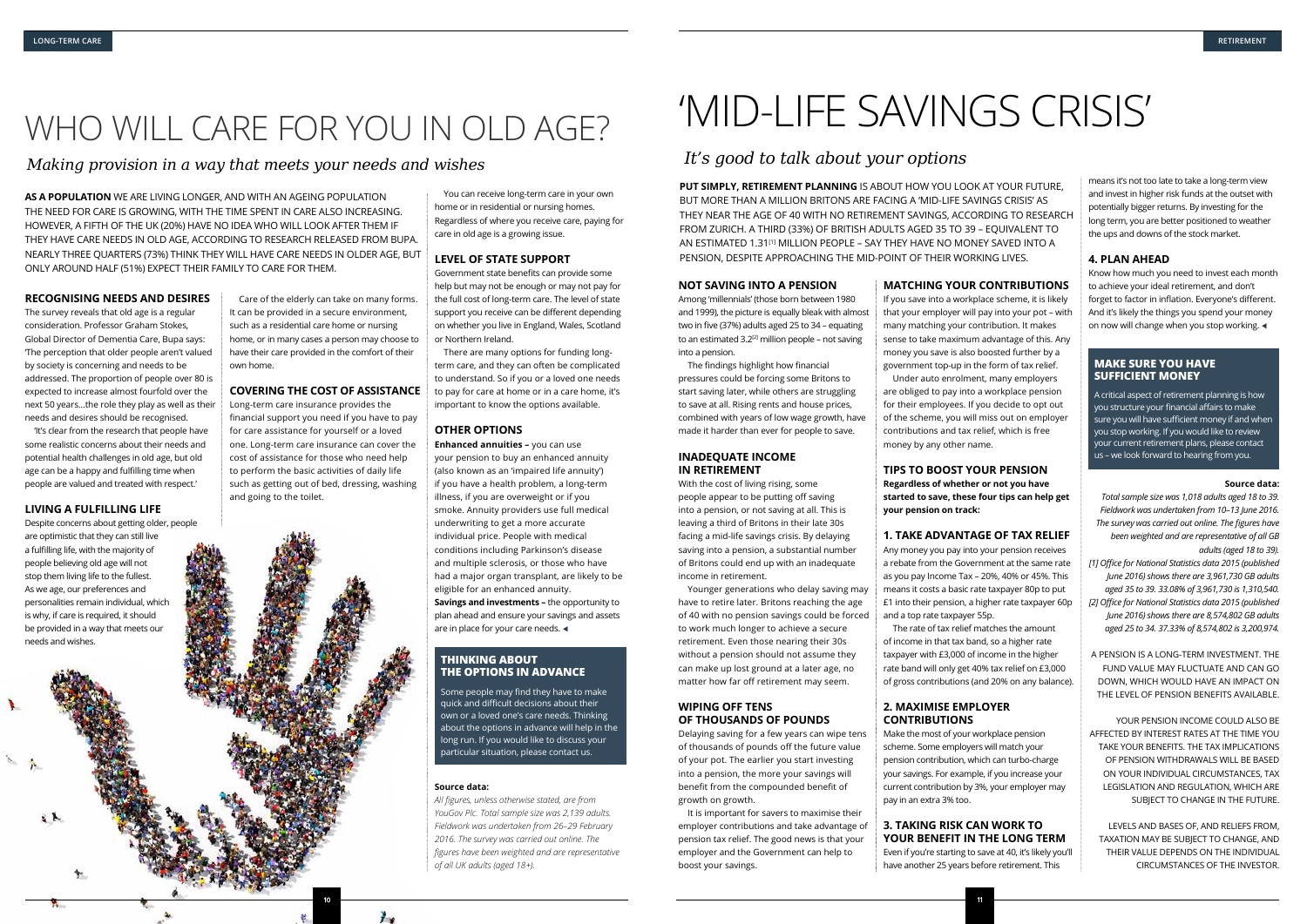# WHO WILL CARE FOR YOU IN OLD AGE?

*Making provision in a way that meets your needs and wishes*

**AS A POPULATION** WE ARE LIVING LONGER, AND WITH AN AGEING POPULATION THE NEED FOR CARE IS GROWING, WITH THE TIME SPENT IN CARE ALSO INCREASING. HOWEVER, A FIFTH OF THE UK (20%) HAVE NO IDEA WHO WILL LOOK AFTER THEM IF THEY HAVE CARE NEEDS IN OLD AGE, ACCORDING TO RESEARCH RELEASED FROM BUPA. NEARLY THREE QUARTERS (73%) THINK THEY WILL HAVE CARE NEEDS IN OLDER AGE, BUT ONLY AROUND HALF (51%) EXPECT THEIR FAMILY TO CARE FOR THEM.

## RECOGNISING NEEDS AND DESIRES

The survey reveals that old age is a regular consideration. Professor Graham Stokes, Global Director of Dementia Care, Bupa says: 'The perception that older people aren't valued by society is concerning and needs to be addressed. The proportion of people over 80 is expected to increase almost fourfold over the next 50 years...the role they play as well as their needs and desires should be recognised.

'It's clear from the research that people have some realistic concerns about their needs and potential health challenges in old age, but old age can be a happy and fulfilling time when people are valued and treated with respect.'

## LIVING A FULFILLING LIFE

Despite concerns about getting older, people are optimistic that they can still live a fulfilling life, with the majority of people believing old age will not stop them living life to the fullest. As we age, our preferences and personalities remain individual, which is why, if care is required, it should be provided in a way that meets our needs and wishes.

Care of the elderly can take on many forms. It can be provided in a secure environment, such as a residential care home or nursing home, or in many cases a person may choose to have their care provided in the comfort of their own home.

## COVERING THE COST OF ASSISTANCE

Long-term care insurance provides the financial support you need if you have to pay for care assistance for yourself or a loved one. Long-term care insurance can cover the cost of assistance for those who need help to perform the basic activities of daily life such as getting out of bed, dressing, washing and going to the toilet.

You can receive long-term care in your own home or in residential or nursing homes. Regardless of where you receive care, paying for care in old age is a growing issue.

## LEVEL OF STATE SUPPORT

Government state benefits can provide some help but may not be enough or may not pay for the full cost of long-term care. The level of state support you receive can be different depending on whether you live in England, Wales, Scotland or Northern Ireland.

There are many options for funding long-term care, and they can often be complicated to understand. So if you or a loved one needs to pay for care at home or in a care home, it's important to know the options available.

## OTHER OPTIONS

**Enhanced annuities –** you can use your pension to buy an enhanced annuity (also known as an 'impaired life annuity') if you have a health problem, a long-term illness, if you are overweight or if you smoke. Annuity providers use full medical underwriting to get a more accurate individual price. People with medical conditions including Parkinson's disease and multiple sclerosis, or those who have had a major organ transplant, are likely to be eligible for an enhanced annuity.

**Savings and investments –** the opportunity to plan ahead and ensure your savings and assets are in place for your care needs. ◂

### THINKING ABOUT THE OPTIONS IN ADVANCE

Some people may find they have to make quick and difficult decisions about their own or a loved one's care needs. Thinking about the options in advance will help in the long run. If you would like to discuss your particular situation, please contact us.

**Source data:**

*All figures, unless otherwise stated, are from YouGov Plc. Total sample size was 2,139 adults. Fieldwork was undertaken from 26–29 February 2016. The survey was carried out online. The figures have been weighted and are representative of all UK adults (aged 18+).*

# 'MID-LIFE SAVINGS CRISIS'

*It's good to talk about your options*

**PUT SIMPLY, RETIREMENT PLANNING** IS ABOUT HOW YOU LOOK AT YOUR FUTURE, BUT MORE THAN A MILLION BRITONS ARE FACING A 'MID-LIFE SAVINGS CRISIS' AS THEY NEAR THE AGE OF 40 WITH NO RETIREMENT SAVINGS, ACCORDING TO RESEARCH FROM ZURICH. A THIRD (33%) OF BRITISH ADULTS AGED 35 TO 39 – EQUIVALENT TO AN ESTIMATED 1.31[1] MILLION PEOPLE – SAY THEY HAVE NO MONEY SAVED INTO A PENSION, DESPITE APPROACHING THE MID-POINT OF THEIR WORKING LIVES.

## NOT SAVING INTO A PENSION

Among 'millennials' (those born between 1980 and 1999), the picture is equally bleak with almost two in five (37%) adults aged 25 to 34 – equating to an estimated 3.2[2] million people – not saving into a pension.

The findings highlight how financial pressures could be forcing some Britons to start saving later, while others are struggling to save at all. Rising rents and house prices, combined with years of low wage growth, have made it harder than ever for people to save.

## INADEQUATE INCOME IN RETIREMENT

With the cost of living rising, some people appear to be putting off saving into a pension, or not saving at all. This is leaving a third of Britons in their late 30s facing a mid-life savings crisis. By delaying saving into a pension, a substantial number of Britons could end up with an inadequate income in retirement.

Younger generations who delay saving may have to retire later. Britons reaching the age of 40 with no pension savings could be forced to work much longer to achieve a secure retirement. Even those nearing their 30s without a pension should not assume they can make up lost ground at a later age, no matter how far off retirement may seem.

## WIPING OFF TENS OF THOUSANDS OF POUNDS

Delaying saving for a few years can wipe tens of thousands of pounds off the future value of your pot. The earlier you start investing into a pension, the more your savings will benefit from the compounded benefit of growth on growth.

It is important for savers to maximise their employer contributions and take advantage of pension tax relief. The good news is that your employer and the Government can help to boost your savings.

## MATCHING YOUR CONTRIBUTIONS

If you save into a workplace scheme, it is likely that your employer will pay into your pot – with many matching your contribution. It makes sense to take maximum advantage of this. Any money you save is also boosted further by a government top-up in the form of tax relief.

Under auto enrolment, many employers are obliged to pay into a workplace pension for their employees. If you decide to opt out of the scheme, you will miss out on employer contributions and tax relief, which is free money by any other name.

## TIPS TO BOOST YOUR PENSION

**Regardless of whether or not you have started to save, these four tips can help get your pension on track:**

### 1. TAKE ADVANTAGE OF TAX RELIEF

Any money you pay into your pension receives a rebate from the Government at the same rate as you pay Income Tax – 20%, 40% or 45%. This means it costs a basic rate taxpayer 80p to put £1 into their pension, a higher rate taxpayer 60p and a top rate taxpayer 55p.

The rate of tax relief matches the amount of income in that tax band, so a higher rate taxpayer with £3,000 of income in the higher rate band will only get 40% tax relief on £3,000 of gross contributions (and 20% on any balance).

### 2. MAXIMISE EMPLOYER CONTRIBUTIONS

Make the most of your workplace pension scheme. Some employers will match your pension contribution, which can turbo-charge your savings. For example, if you increase your current contribution by 3%, your employer may pay in an extra 3% too.

### 3. TAKING RISK CAN WORK TO YOUR BENEFIT IN THE LONG TERM

Even if you're starting to save at 40, it's likely you'll have another 25 years before retirement. This means it's not too late to take a long-term view and invest in higher risk funds at the outset with potentially bigger returns. By investing for the long term, you are better positioned to weather the ups and downs of the stock market.

### 4. PLAN AHEAD

Know how much you need to invest each month to achieve your ideal retirement, and don't forget to factor in inflation. Everyone's different. And it's likely the things you spend your money on now will change when you stop working. ◂

### MAKE SURE YOU HAVE SUFFICIENT MONEY

A critical aspect of retirement planning is how you structure your financial affairs to make sure you will have sufficient money if and when you stop working. If you would like to review your current retirement plans, please contact us – we look forward to hearing from you.

**Source data:**

*Total sample size was 1,018 adults aged 18 to 39. Fieldwork was undertaken from 10–13 June 2016. The survey was carried out online. The figures have been weighted and are representative of all GB adults (aged 18 to 39).*

*[1] Office for National Statistics data 2015 (published June 2016) shows there are 3,961,730 GB adults aged 35 to 39. 33.08% of 3,961,730 is 1,310,540.*

*[2] Office for National Statistics data 2015 (published June 2016) shows there are 8,574,802 GB adults aged 25 to 34. 37.33% of 8,574,802 is 3,200,974.*

A PENSION IS A LONG-TERM INVESTMENT. THE FUND VALUE MAY FLUCTUATE AND CAN GO DOWN, WHICH WOULD HAVE AN IMPACT ON THE LEVEL OF PENSION BENEFITS AVAILABLE.

YOUR PENSION INCOME COULD ALSO BE AFFECTED BY INTEREST RATES AT THE TIME YOU TAKE YOUR BENEFITS. THE TAX IMPLICATIONS OF PENSION WITHDRAWALS WILL BE BASED ON YOUR INDIVIDUAL CIRCUMSTANCES, TAX LEGISLATION AND REGULATION, WHICH ARE SUBJECT TO CHANGE IN THE FUTURE.

LEVELS AND BASES OF, AND RELIEFS FROM, TAXATION MAY BE SUBJECT TO CHANGE, AND THEIR VALUE DEPENDS ON THE INDIVIDUAL CIRCUMSTANCES OF THE INVESTOR.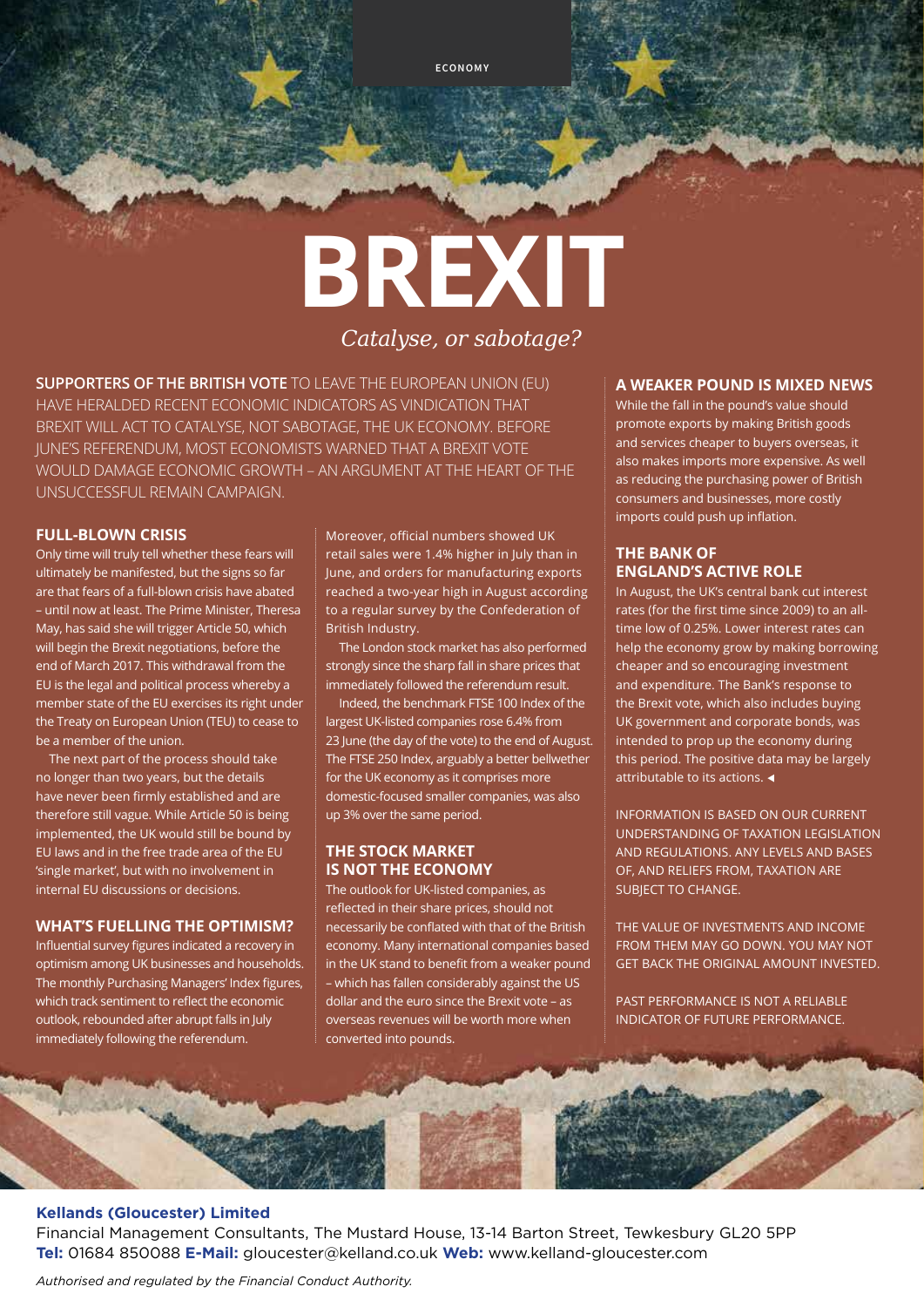ECONOMY

# BREXIT

*Catalyse, or sabotage?*

**SUPPORTERS OF THE BRITISH VOTE** TO LEAVE THE EUROPEAN UNION (EU) HAVE HERALDED RECENT ECONOMIC INDICATORS AS VINDICATION THAT BREXIT WILL ACT TO CATALYSE, NOT SABOTAGE, THE UK ECONOMY. BEFORE JUNE'S REFERENDUM, MOST ECONOMISTS WARNED THAT A BREXIT VOTE WOULD DAMAGE ECONOMIC GROWTH – AN ARGUMENT AT THE HEART OF THE UNSUCCESSFUL REMAIN CAMPAIGN.

## FULL-BLOWN CRISIS

Only time will truly tell whether these fears will ultimately be manifested, but the signs so far are that fears of a full-blown crisis have abated – until now at least. The Prime Minister, Theresa May, has said she will trigger Article 50, which will begin the Brexit negotiations, before the end of March 2017. This withdrawal from the EU is the legal and political process whereby a member state of the EU exercises its right under the Treaty on European Union (TEU) to cease to be a member of the union.

The next part of the process should take no longer than two years, but the details have never been firmly established and are therefore still vague. While Article 50 is being implemented, the UK would still be bound by EU laws and in the free trade area of the EU 'single market', but with no involvement in internal EU discussions or decisions.

## WHAT'S FUELLING THE OPTIMISM?

Influential survey figures indicated a recovery in optimism among UK businesses and households. The monthly Purchasing Managers' Index figures, which track sentiment to reflect the economic outlook, rebounded after abrupt falls in July immediately following the referendum.

Moreover, official numbers showed UK retail sales were 1.4% higher in July than in June, and orders for manufacturing exports reached a two-year high in August according to a regular survey by the Confederation of British Industry.

The London stock market has also performed strongly since the sharp fall in share prices that immediately followed the referendum result.

Indeed, the benchmark FTSE 100 Index of the largest UK-listed companies rose 6.4% from 23 June (the day of the vote) to the end of August. The FTSE 250 Index, arguably a better bellwether for the UK economy as it comprises more domestic-focused smaller companies, was also up 3% over the same period.

## THE STOCK MARKET IS NOT THE ECONOMY

The outlook for UK-listed companies, as reflected in their share prices, should not necessarily be conflated with that of the British economy. Many international companies based in the UK stand to benefit from a weaker pound – which has fallen considerably against the US dollar and the euro since the Brexit vote – as overseas revenues will be worth more when converted into pounds.

## A WEAKER POUND IS MIXED NEWS

While the fall in the pound's value should promote exports by making British goods and services cheaper to buyers overseas, it also makes imports more expensive. As well as reducing the purchasing power of British consumers and businesses, more costly imports could push up inflation.

## THE BANK OF ENGLAND'S ACTIVE ROLE

In August, the UK's central bank cut interest rates (for the first time since 2009) to an all-time low of 0.25%. Lower interest rates can help the economy grow by making borrowing cheaper and so encouraging investment and expenditure. The Bank's response to the Brexit vote, which also includes buying UK government and corporate bonds, was intended to prop up the economy during this period. The positive data may be largely attributable to its actions. ◄

INFORMATION IS BASED ON OUR CURRENT UNDERSTANDING OF TAXATION LEGISLATION AND REGULATIONS. ANY LEVELS AND BASES OF, AND RELIEFS FROM, TAXATION ARE SUBJECT TO CHANGE.

THE VALUE OF INVESTMENTS AND INCOME FROM THEM MAY GO DOWN. YOU MAY NOT GET BACK THE ORIGINAL AMOUNT INVESTED.

PAST PERFORMANCE IS NOT A RELIABLE INDICATOR OF FUTURE PERFORMANCE.

**Kellands (Gloucester) Limited**
Financial Management Consultants, The Mustard House, 13-14 Barton Street, Tewkesbury GL20 5PP
**Tel:** 01684 850088 **E-Mail:** gloucester@kelland.co.uk **Web:** www.kelland-gloucester.com

*Authorised and regulated by the Financial Conduct Authority.*